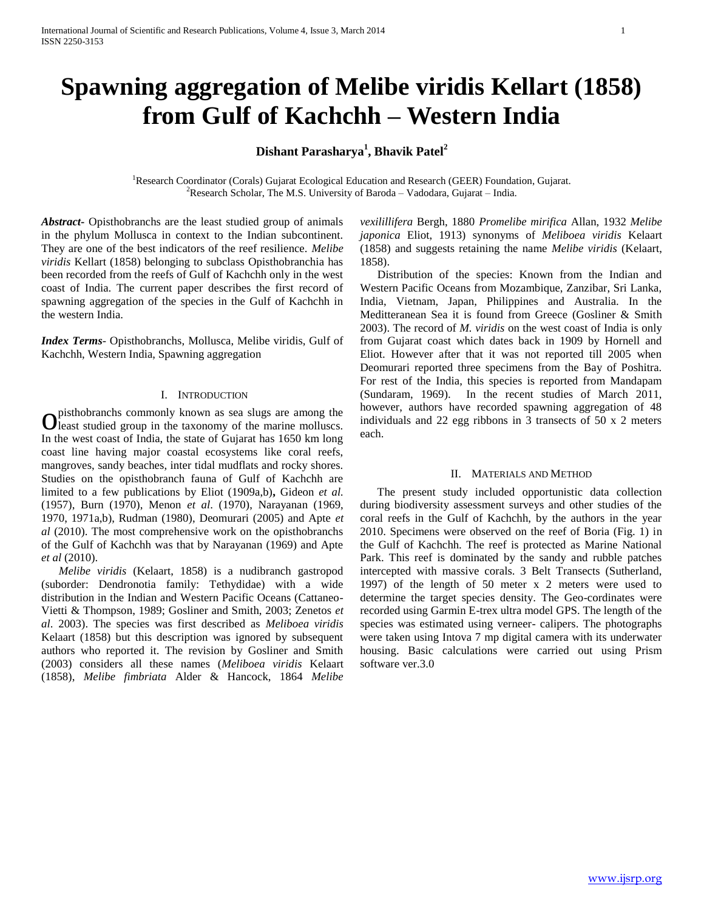# Spawning aggregation of Melibe viridis Kellart (1858) from Gulf of Kachchh – Western India

**Dishant Parasharya[1], Bhavik Patel[2]**

[1]Research Coordinator (Corals) Gujarat Ecological Education and Research (GEER) Foundation, Gujarat.
[2]Research Scholar, The M.S. University of Baroda – Vadodara, Gujarat – India.

***Abstract-*** Opisthobranchs are the least studied group of animals in the phylum Mollusca in context to the Indian subcontinent. They are one of the best indicators of the reef resilience. *Melibe viridis* Kellart (1858) belonging to subclass Opisthobranchia has been recorded from the reefs of Gulf of Kachchh only in the west coast of India. The current paper describes the first record of spawning aggregation of the species in the Gulf of Kachchh in the western India.

***Index Terms-*** Opisthobranchs, Mollusca, Melibe viridis, Gulf of Kachchh, Western India, Spawning aggregation

## I. Introduction

Opisthobranchs commonly known as sea slugs are among the least studied group in the taxonomy of the marine molluscs. In the west coast of India, the state of Gujarat has 1650 km long coast line having major coastal ecosystems like coral reefs, mangroves, sandy beaches, inter tidal mudflats and rocky shores. Studies on the opisthobranch fauna of Gulf of Kachchh are limited to a few publications by Eliot (1909a,b), Gideon *et al.* (1957), Burn (1970), Menon *et al*. (1970), Narayanan (1969, 1970, 1971a,b), Rudman (1980), Deomurari (2005) and Apte *et al* (2010). The most comprehensive work on the opisthobranchs of the Gulf of Kachchh was that by Narayanan (1969) and Apte *et al* (2010).

*Melibe viridis* (Kelaart, 1858) is a nudibranch gastropod (suborder: Dendronotia family: Tethydidae) with a wide distribution in the Indian and Western Pacific Oceans (Cattaneo-Vietti & Thompson, 1989; Gosliner and Smith, 2003; Zenetos *et al*. 2003). The species was first described as *Meliboea viridis* Kelaart (1858) but this description was ignored by subsequent authors who reported it. The revision by Gosliner and Smith (2003) considers all these names (*Meliboea viridis* Kelaart (1858), *Melibe fimbriata* Alder & Hancock, 1864 *Melibe vexilillifera* Bergh, 1880 *Promelibe mirifica* Allan, 1932 *Melibe japonica* Eliot, 1913) synonyms of *Meliboea viridis* Kelaart (1858) and suggests retaining the name *Melibe viridis* (Kelaart, 1858).

Distribution of the species: Known from the Indian and Western Pacific Oceans from Mozambique, Zanzibar, Sri Lanka, India, Vietnam, Japan, Philippines and Australia. In the Meditteranean Sea it is found from Greece (Gosliner & Smith 2003). The record of *M. viridis* on the west coast of India is only from Gujarat coast which dates back in 1909 by Hornell and Eliot. However after that it was not reported till 2005 when Deomurari reported three specimens from the Bay of Poshitra. For rest of the India, this species is reported from Mandapam (Sundaram, 1969). In the recent studies of March 2011, however, authors have recorded spawning aggregation of 48 individuals and 22 egg ribbons in 3 transects of 50 x 2 meters each.

## II. Materials and Method

The present study included opportunistic data collection during biodiversity assessment surveys and other studies of the coral reefs in the Gulf of Kachchh, by the authors in the year 2010. Specimens were observed on the reef of Boria (Fig. 1) in the Gulf of Kachchh. The reef is protected as Marine National Park. This reef is dominated by the sandy and rubble patches intercepted with massive corals. 3 Belt Transects (Sutherland, 1997) of the length of 50 meter x 2 meters were used to determine the target species density. The Geo-cordinates were recorded using Garmin E-trex ultra model GPS. The length of the species was estimated using verneer- calipers. The photographs were taken using Intova 7 mp digital camera with its underwater housing. Basic calculations were carried out using Prism software ver.3.0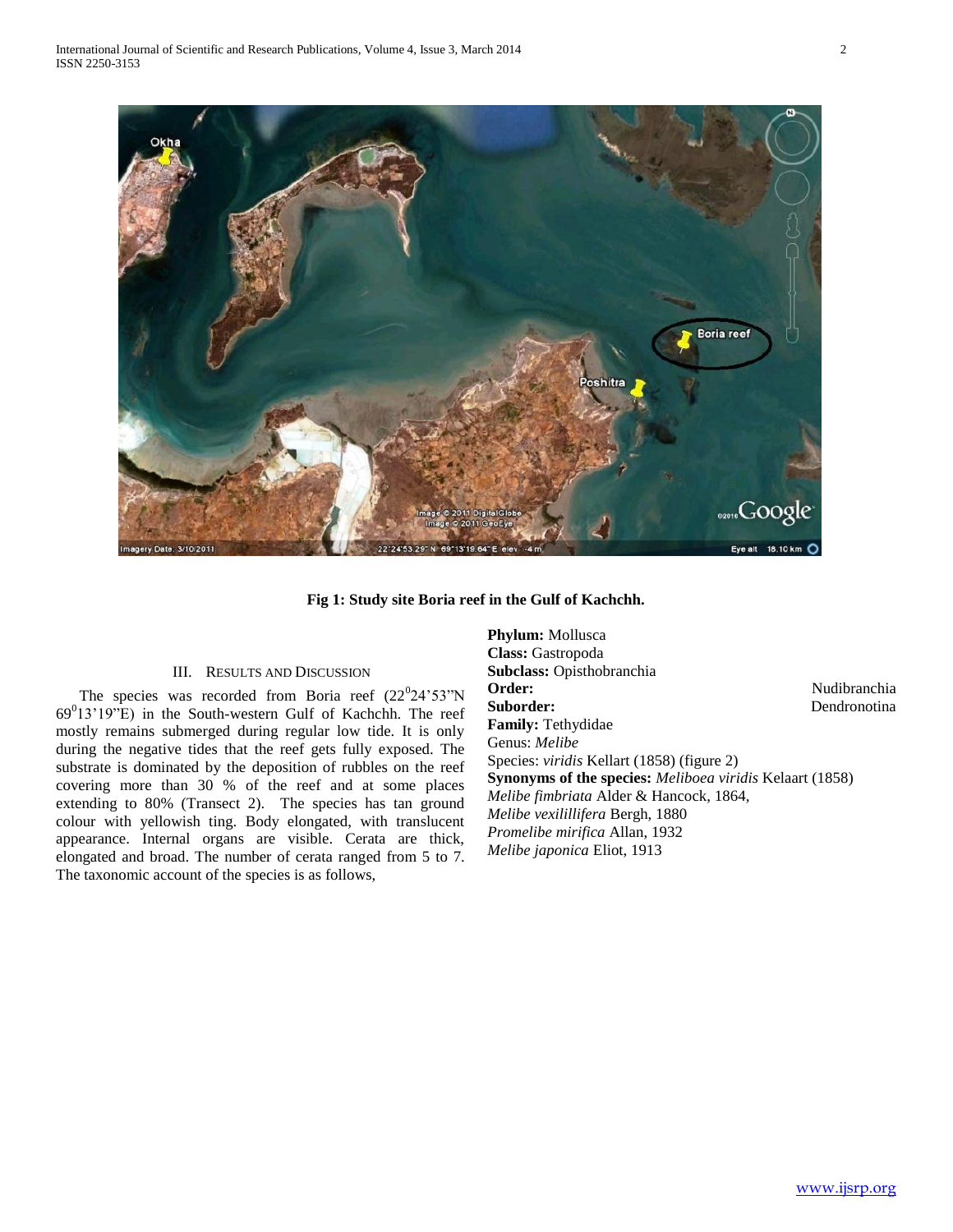**Fig 1: Study site Boria reef in the Gulf of Kachchh.**

## III. Results and Discussion

The species was recorded from Boria reef ($22^0$24'53"N $69^0$13'19"E) in the South-western Gulf of Kachchh. The reef mostly remains submerged during regular low tide. It is only during the negative tides that the reef gets fully exposed. The substrate is dominated by the deposition of rubbles on the reef covering more than 30 % of the reef and at some places extending to 80% (Transect 2). The species has tan ground colour with yellowish ting. Body elongated, with translucent appearance. Internal organs are visible. Cerata are thick, elongated and broad. The number of cerata ranged from 5 to 7. The taxonomic account of the species is as follows,

**Phylum:** Mollusca
**Class:** Gastropoda
**Subclass:** Opisthobranchia
**Order:** Nudibranchia
**Suborder:** Dendronotina
**Family:** Tethydidae
Genus: *Melibe*
Species: *viridis* Kellart (1858) (figure 2)
**Synonyms of the species:** *Meliboea viridis* Kelaart (1858)
*Melibe fimbriata* Alder & Hancock, 1864,
*Melibe vexilillifera* Bergh, 1880
*Promelibe mirifica* Allan, 1932
*Melibe japonica* Eliot, 1913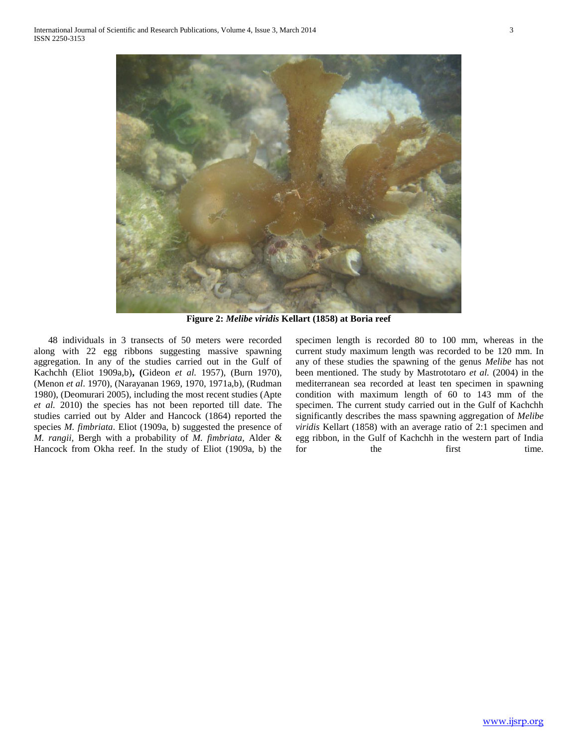**Figure 2:** ***Melibe viridis*** **Kellart (1858) at Boria reef**

48 individuals in 3 transects of 50 meters were recorded along with 22 egg ribbons suggesting massive spawning aggregation. In any of the studies carried out in the Gulf of Kachchh (Eliot 1909a,b), (Gideon *et al.* 1957), (Burn 1970), (Menon *et al*. 1970), (Narayanan 1969, 1970, 1971a,b), (Rudman 1980), (Deomurari 2005), including the most recent studies (Apte *et al.* 2010) the species has not been reported till date. The studies carried out by Alder and Hancock (1864) reported the species *M. fimbriata*. Eliot (1909a, b) suggested the presence of *M. rangii*, Bergh with a probability of *M. fimbriata*, Alder & Hancock from Okha reef. In the study of Eliot (1909a, b) the specimen length is recorded 80 to 100 mm, whereas in the current study maximum length was recorded to be 120 mm. In any of these studies the spawning of the genus *Melibe* has not been mentioned. The study by Mastrototaro *et al.* (2004) in the mediterranean sea recorded at least ten specimen in spawning condition with maximum length of 60 to 143 mm of the specimen. The current study carried out in the Gulf of Kachchh significantly describes the mass spawning aggregation of *Melibe viridis* Kellart (1858) with an average ratio of 2:1 specimen and egg ribbon, in the Gulf of Kachchh in the western part of India for the first time.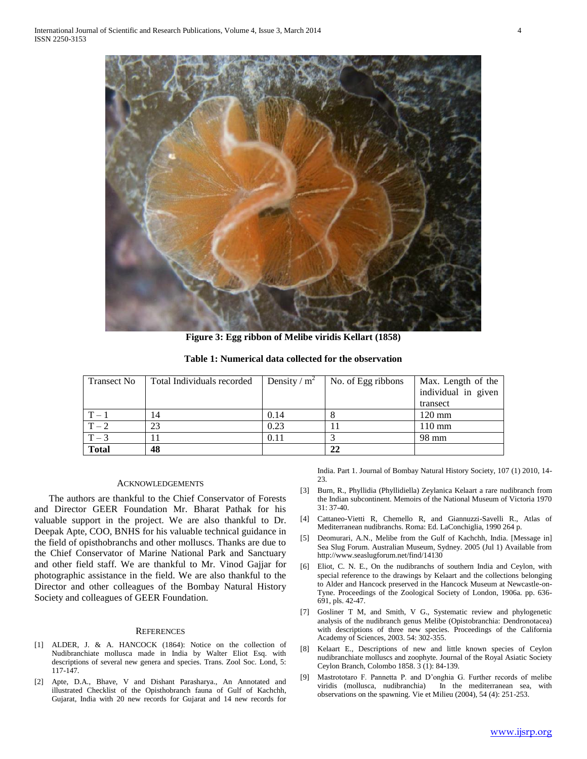**Figure 3: Egg ribbon of Melibe viridis Kelaart (1858)**

**Table 1: Numerical data collected for the observation**

| Transect No | Total Individuals recorded | Density / $m^2$ | No. of Egg ribbons | Max. Length of the individual in given transect |
|---|---|---|---|---|
| T – 1 | 14 | 0.14 | 8 | 120 mm |
| T – 2 | 23 | 0.23 | 11 | 110 mm |
| T – 3 | 11 | 0.11 | 3 | 98 mm |
| **Total** | **48** | | **22** | |

## ACKNOWLEDGEMENTS

The authors are thankful to the Chief Conservator of Forests and Director GEER Foundation Mr. Bharat Pathak for his valuable support in the project. We are also thankful to Dr. Deepak Apte, COO, BNHS for his valuable technical guidance in the field of opisthobranchs and other molluscs. Thanks are due to the Chief Conservator of Marine National Park and Sanctuary and other field staff. We are thankful to Mr. Vinod Gajjar for photographic assistance in the field. We are also thankful to the Director and other colleagues of the Bombay Natural History Society and colleagues of GEER Foundation.

## REFERENCES

[1] ALDER, J. & A. HANCOCK (1864): Notice on the collection of Nudibranchiate mollusca made in India by Walter Eliot Esq. with descriptions of several new genera and species. Trans. Zool Soc. Lond, 5: 117-147.

[2] Apte, D.A., Bhave, V and Dishant Parasharya., An Annotated and illustrated Checklist of the Opisthobranch fauna of Gulf of Kachchh, Gujarat, India with 20 new records for Gujarat and 14 new records for India. Part 1. Journal of Bombay Natural History Society, 107 (1) 2010, 14-23.

[3] Burn, R., Phyllidia (Phyllidiella) Zeylanica Kelaart a rare nudibranch from the Indian subcontinent. Memoirs of the National Museum of Victoria 1970 31: 37-40.

[4] Cattaneo-Vietti R, Chemello R, and Giannuzzi-Savelli R., Atlas of Mediterranean nudibranchs. Roma: Ed. LaConchiglia, 1990 264 p.

[5] Deomurari, A.N., Melibe from the Gulf of Kachchh, India. [Message in] Sea Slug Forum. Australian Museum, Sydney. 2005 (Jul 1) Available from http://www.seaslugforum.net/find/14130

[6] Eliot, C. N. E., On the nudibranchs of southern India and Ceylon, with special reference to the drawings by Kelaart and the collections belonging to Alder and Hancock preserved in the Hancock Museum at Newcastle-on-Tyne. Proceedings of the Zoological Society of London, 1906a. pp. 636-691, pls. 42-47.

[7] Gosliner T M, and Smith, V G., Systematic review and phylogenetic analysis of the nudibranch genus Melibe (Opistobranchia: Dendronotacea) with descriptions of three new species. Proceedings of the California Academy of Sciences, 2003. 54: 302-355.

[8] Kelaart E., Descriptions of new and little known species of Ceylon nudibranchiate molluscs and zoophyte. Journal of the Royal Asiatic Society Ceylon Branch, Colombo 1858. 3 (1): 84-139.

[9] Mastrototaro F. Pannetta P. and D'onghia G. Further records of melibe viridis (mollusca, nudibranchia) In the mediterranean sea, with observations on the spawning. Vie et Milieu (2004), 54 (4): 251-253.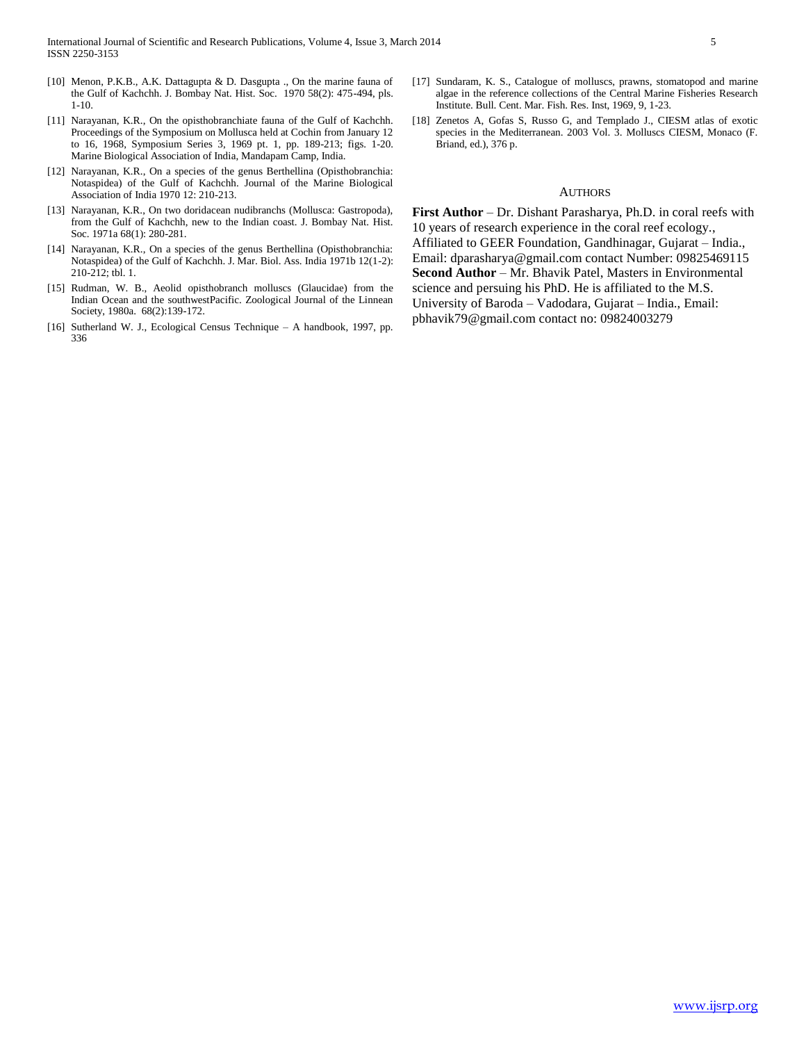[10] Menon, P.K.B., A.K. Dattagupta & D. Dasgupta ., On the marine fauna of the Gulf of Kachchh. J. Bombay Nat. Hist. Soc. 1970 58(2): 475-494, pls. 1-10.

[11] Narayanan, K.R., On the opisthobranchiate fauna of the Gulf of Kachchh. Proceedings of the Symposium on Mollusca held at Cochin from January 12 to 16, 1968, Symposium Series 3, 1969 pt. 1, pp. 189-213; figs. 1-20. Marine Biological Association of India, Mandapam Camp, India.

[12] Narayanan, K.R., On a species of the genus Berthellina (Opisthobranchia: Notaspidea) of the Gulf of Kachchh. Journal of the Marine Biological Association of India 1970 12: 210-213.

[13] Narayanan, K.R., On two doridacean nudibranchs (Mollusca: Gastropoda), from the Gulf of Kachchh, new to the Indian coast. J. Bombay Nat. Hist. Soc. 1971a 68(1): 280-281.

[14] Narayanan, K.R., On a species of the genus Berthellina (Opisthobranchia: Notaspidea) of the Gulf of Kachchh. J. Mar. Biol. Ass. India 1971b 12(1-2): 210-212; tbl. 1.

[15] Rudman, W. B., Aeolid opisthobranch molluscs (Glaucidae) from the Indian Ocean and the southwestPacific. Zoological Journal of the Linnean Society, 1980a. 68(2):139-172.

[16] Sutherland W. J., Ecological Census Technique – A handbook, 1997, pp. 336

[17] Sundaram, K. S., Catalogue of molluscs, prawns, stomatopod and marine algae in the reference collections of the Central Marine Fisheries Research Institute. Bull. Cent. Mar. Fish. Res. Inst, 1969, 9, 1-23.

[18] Zenetos A, Gofas S, Russo G, and Templado J., CIESM atlas of exotic species in the Mediterranean. 2003 Vol. 3. Molluscs CIESM, Monaco (F. Briand, ed.), 376 p.

## AUTHORS

**First Author** – Dr. Dishant Parasharya, Ph.D. in coral reefs with 10 years of research experience in the coral reef ecology., Affiliated to GEER Foundation, Gandhinagar, Gujarat – India., Email: dparasharya@gmail.com contact Number: 09825469115

**Second Author** – Mr. Bhavik Patel, Masters in Environmental science and persuing his PhD. He is affiliated to the M.S. University of Baroda – Vadodara, Gujarat – India., Email: pbhavik79@gmail.com contact no: 09824003279